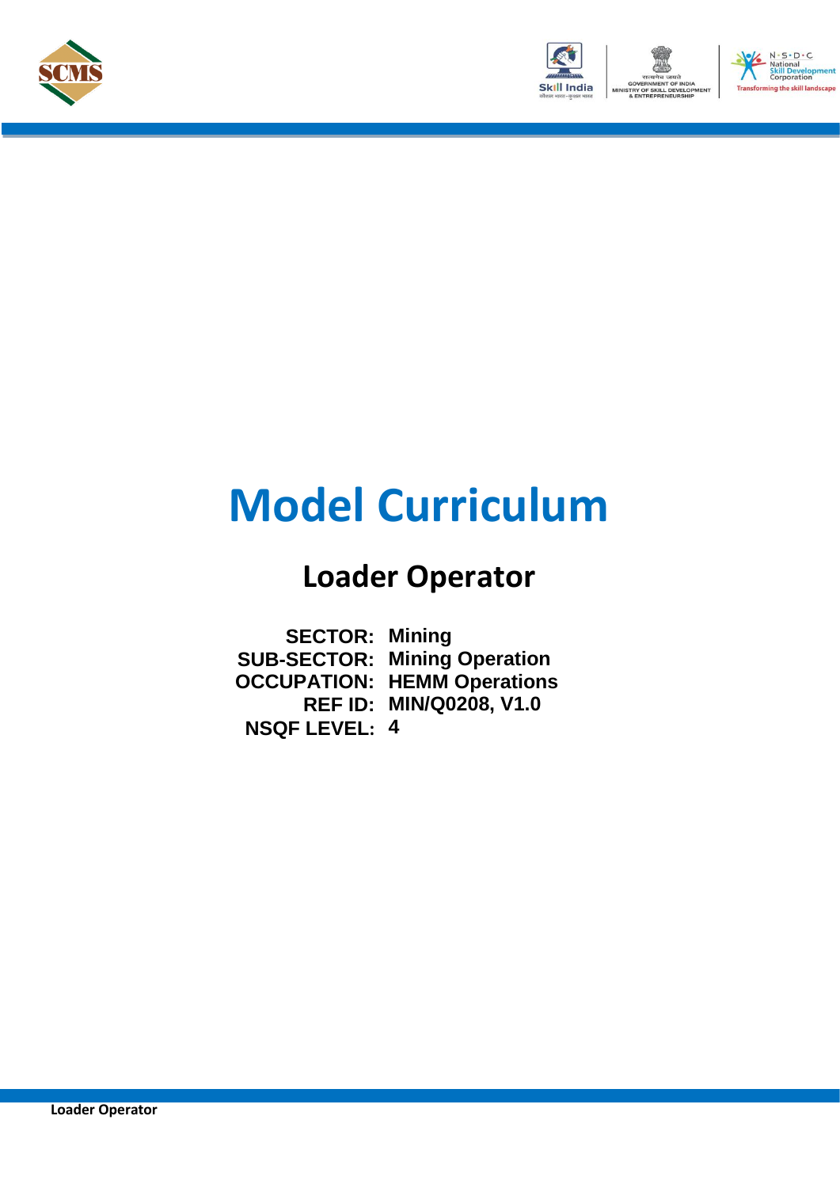# Model Curriculum

## Loader Operator

**SECTOR:** Mining
**SUB-SECTOR:** Mining Operation
**OCCUPATION:** HEMM Operations
**REF ID:** MIN/Q0208, V1.0
**NSQF LEVEL:** 4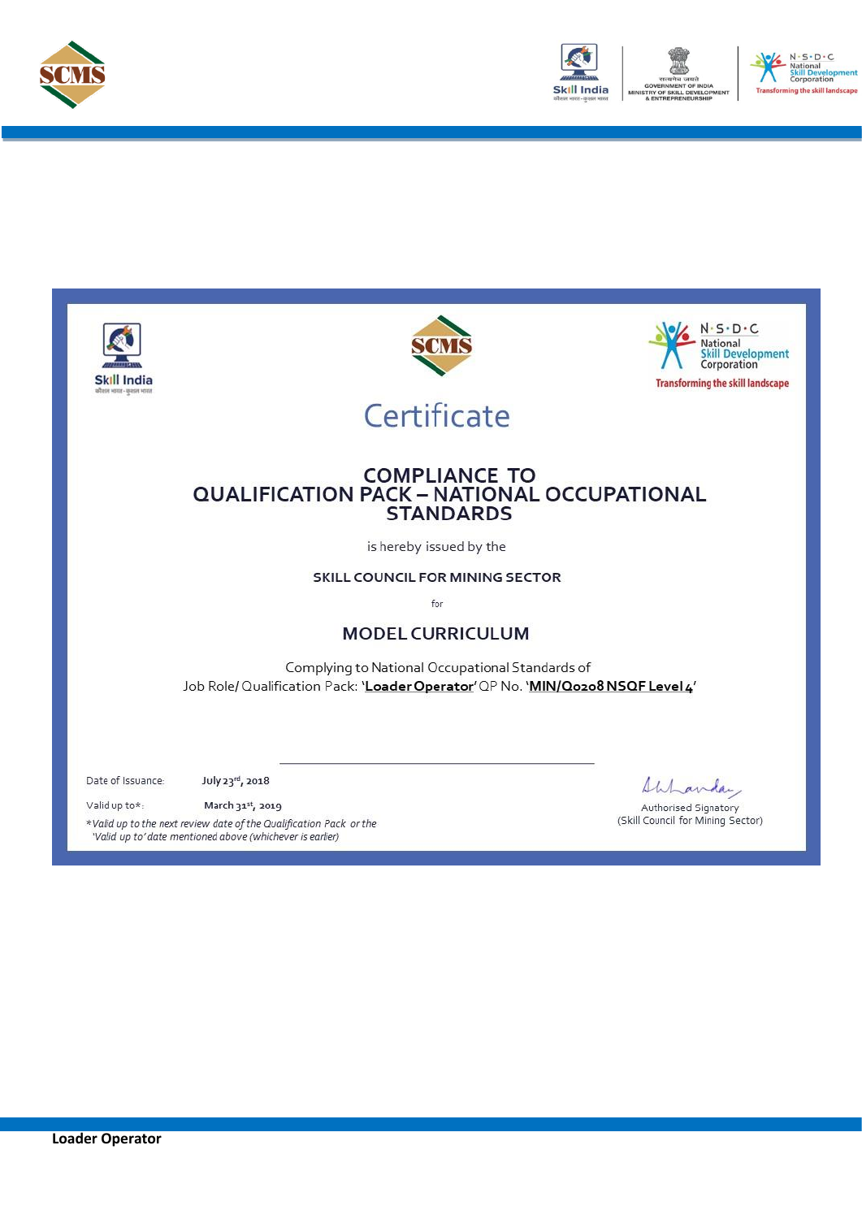# Certificate

## COMPLIANCE TO QUALIFICATION PACK – NATIONAL OCCUPATIONAL STANDARDS

is hereby issued by the

**SKILL COUNCIL FOR MINING SECTOR**

for

## MODEL CURRICULUM

Complying to National Occupational Standards of
Job Role/ Qualification Pack: '**Loader Operator**' QP No. '**MIN/Q0208 NSQF Level 4**'

Date of Issuance: **July 23rd, 2018**

Valid up to*: **March 31st, 2019**

*\*Valid up to the next review date of the Qualification Pack or the 'Valid up to' date mentioned above (whichever is earlier)*

Authorised Signatory
(Skill Council for Mining Sector)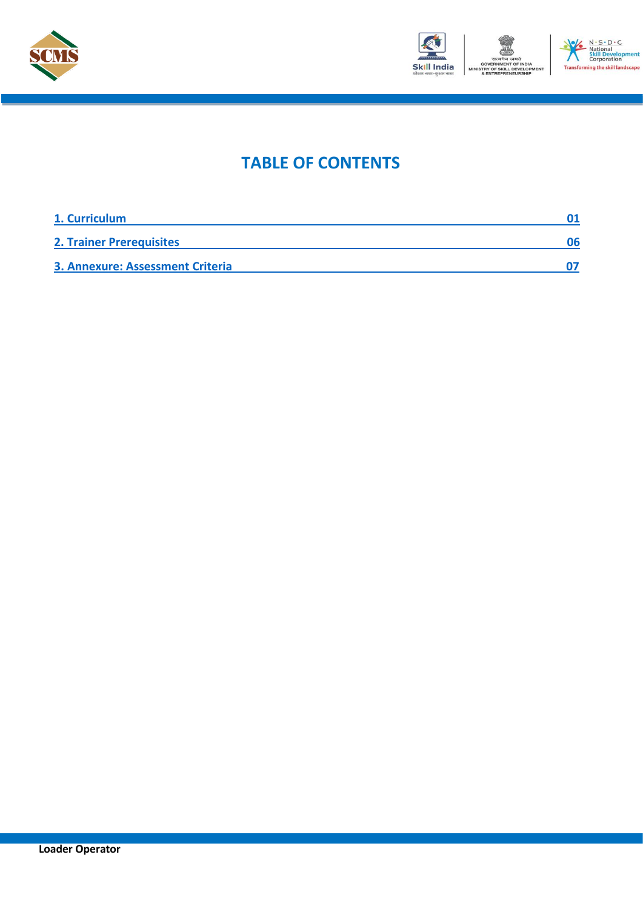# TABLE OF CONTENTS

| | |
|---|---|
| 1. Curriculum | 01 |
| 2. Trainer Prerequisites | 06 |
| 3. Annexure: Assessment Criteria | 07 |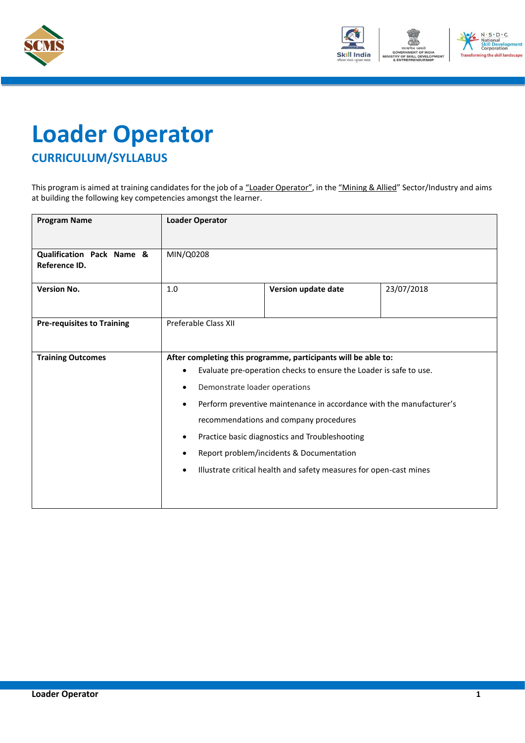# Loader Operator

## CURRICULUM/SYLLABUS

This program is aimed at training candidates for the job of a "Loader Operator", in the "Mining & Allied" Sector/Industry and aims at building the following key competencies amongst the learner.

| **Program Name** | **Loader Operator** | | |
|---|---|---|---|
| **Qualification Pack Name & Reference ID.** | MIN/Q0208 | | |
| **Version No.** | 1.0 | **Version update date** | 23/07/2018 |
| **Pre-requisites to Training** | Preferable Class XII | | |
| **Training Outcomes** | **After completing this programme, participants will be able to:**<br>• Evaluate pre-operation checks to ensure the Loader is safe to use.<br>• Demonstrate loader operations<br>• Perform preventive maintenance in accordance with the manufacturer's recommendations and company procedures<br>• Practice basic diagnostics and Troubleshooting<br>• Report problem/incidents & Documentation<br>• Illustrate critical health and safety measures for open-cast mines | | |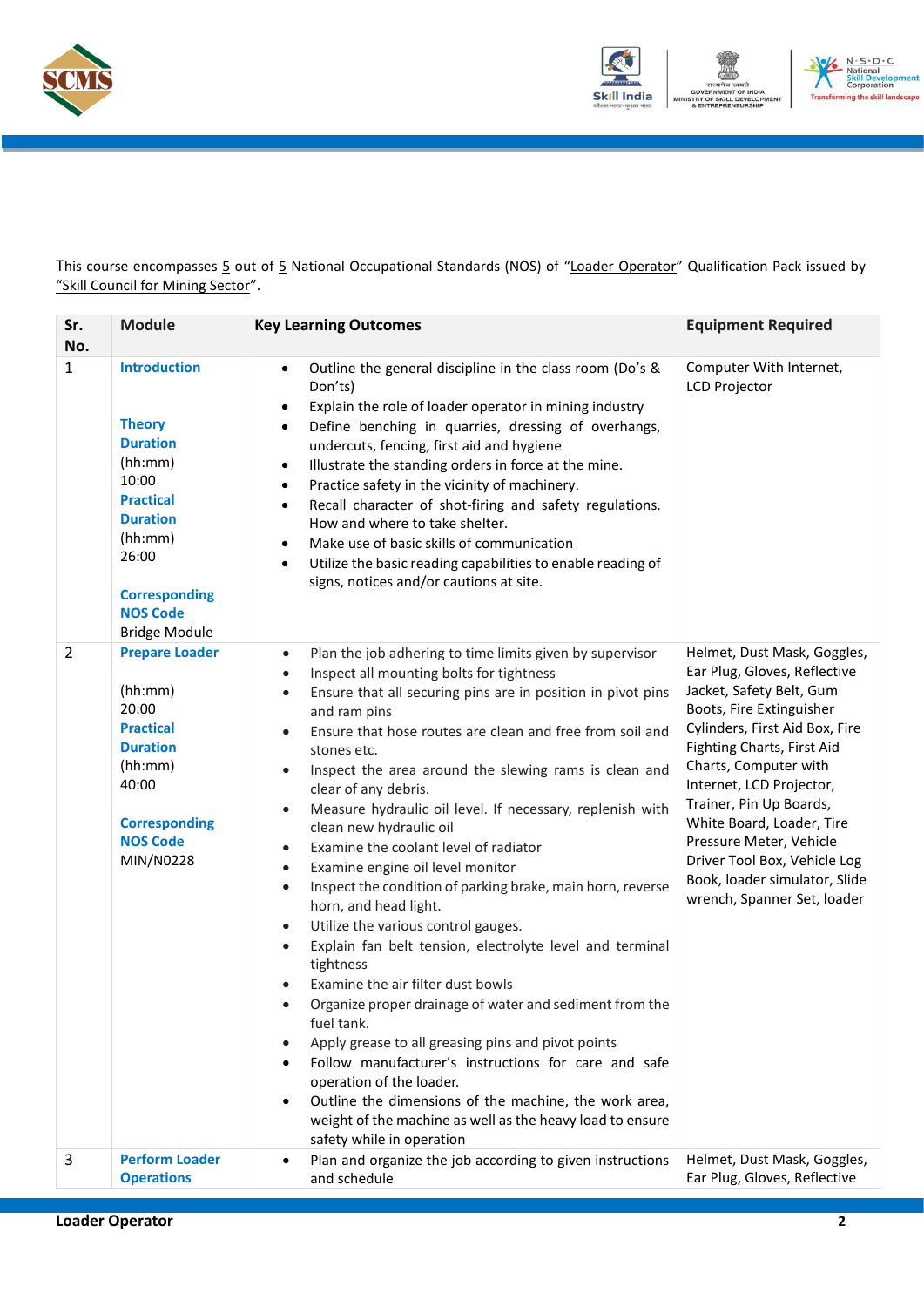This course encompasses 5 out of 5 National Occupational Standards (NOS) of "Loader Operator" Qualification Pack issued by "Skill Council for Mining Sector".

| Sr. No. | Module | Key Learning Outcomes | Equipment Required |
|---|---|---|---|
| 1 | **Introduction**<br><br>**Theory Duration** (hh:mm) 10:00<br>**Practical Duration** (hh:mm) 26:00<br><br>**Corresponding NOS Code** Bridge Module | • Outline the general discipline in the class room (Do's & Don'ts)<br>• Explain the role of loader operator in mining industry<br>• Define benching in quarries, dressing of overhangs, undercuts, fencing, first aid and hygiene<br>• Illustrate the standing orders in force at the mine.<br>• Practice safety in the vicinity of machinery.<br>• Recall character of shot-firing and safety regulations. How and where to take shelter.<br>• Make use of basic skills of communication<br>• Utilize the basic reading capabilities to enable reading of signs, notices and/or cautions at site. | Computer With Internet, LCD Projector |
| 2 | **Prepare Loader**<br><br>(hh:mm) 20:00<br>**Practical Duration** (hh:mm) 40:00<br><br>**Corresponding NOS Code** MIN/N0228 | • Plan the job adhering to time limits given by supervisor<br>• Inspect all mounting bolts for tightness<br>• Ensure that all securing pins are in position in pivot pins and ram pins<br>• Ensure that hose routes are clean and free from soil and stones etc.<br>• Inspect the area around the slewing rams is clean and clear of any debris.<br>• Measure hydraulic oil level. If necessary, replenish with clean new hydraulic oil<br>• Examine the coolant level of radiator<br>• Examine engine oil level monitor<br>• Inspect the condition of parking brake, main horn, reverse horn, and head light.<br>• Utilize the various control gauges.<br>• Explain fan belt tension, electrolyte level and terminal tightness<br>• Examine the air filter dust bowls<br>• Organize proper drainage of water and sediment from the fuel tank.<br>• Apply grease to all greasing pins and pivot points<br>• Follow manufacturer's instructions for care and safe operation of the loader.<br>• Outline the dimensions of the machine, the work area, weight of the machine as well as the heavy load to ensure safety while in operation | Helmet, Dust Mask, Goggles, Ear Plug, Gloves, Reflective Jacket, Safety Belt, Gum Boots, Fire Extinguisher Cylinders, First Aid Box, Fire Fighting Charts, First Aid Charts, Computer with Internet, LCD Projector, Trainer, Pin Up Boards, White Board, Loader, Tire Pressure Meter, Vehicle Driver Tool Box, Vehicle Log Book, loader simulator, Slide wrench, Spanner Set, loader |
| 3 | **Perform Loader Operations** | • Plan and organize the job according to given instructions and schedule | Helmet, Dust Mask, Goggles, Ear Plug, Gloves, Reflective |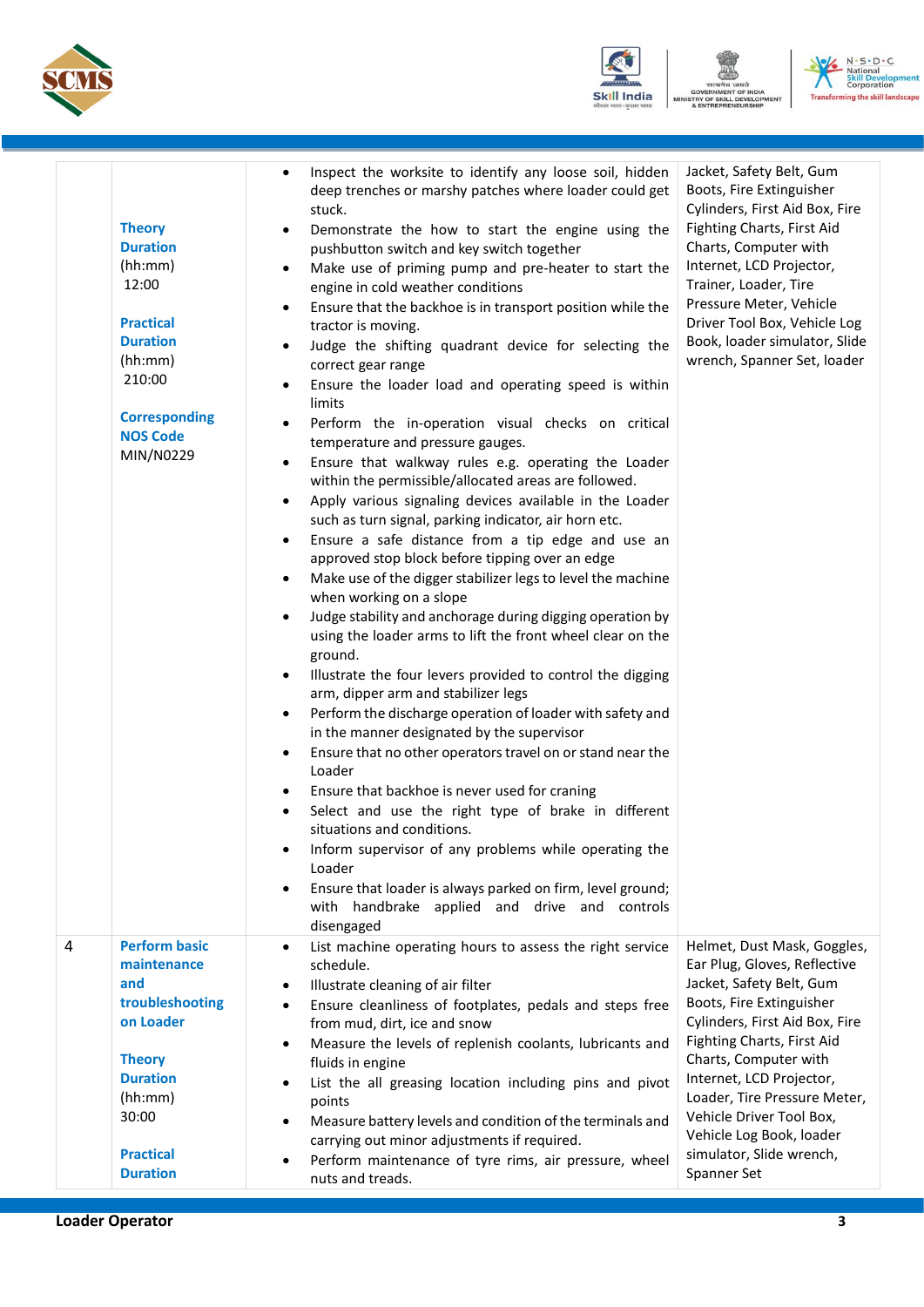| | | | |
|---|---|---|---|
| | **Theory Duration** (hh:mm) 12:00<br><br>**Practical Duration** (hh:mm) 210:00<br><br>**Corresponding NOS Code** MIN/N0229 | • Inspect the worksite to identify any loose soil, hidden deep trenches or marshy patches where loader could get stuck.<br>• Demonstrate the how to start the engine using the pushbutton switch and key switch together<br>• Make use of priming pump and pre-heater to start the engine in cold weather conditions<br>• Ensure that the backhoe is in transport position while the tractor is moving.<br>• Judge the shifting quadrant device for selecting the correct gear range<br>• Ensure the loader load and operating speed is within limits<br>• Perform the in-operation visual checks on critical temperature and pressure gauges.<br>• Ensure that walkway rules e.g. operating the Loader within the permissible/allocated areas are followed.<br>• Apply various signaling devices available in the Loader such as turn signal, parking indicator, air horn etc.<br>• Ensure a safe distance from a tip edge and use an approved stop block before tipping over an edge<br>• Make use of the digger stabilizer legs to level the machine when working on a slope<br>• Judge stability and anchorage during digging operation by using the loader arms to lift the front wheel clear on the ground.<br>• Illustrate the four levers provided to control the digging arm, dipper arm and stabilizer legs<br>• Perform the discharge operation of loader with safety and in the manner designated by the supervisor<br>• Ensure that no other operators travel on or stand near the Loader<br>• Ensure that backhoe is never used for craning<br>• Select and use the right type of brake in different situations and conditions.<br>• Inform supervisor of any problems while operating the Loader<br>• Ensure that loader is always parked on firm, level ground; with handbrake applied and drive and controls disengaged | Jacket, Safety Belt, Gum Boots, Fire Extinguisher Cylinders, First Aid Box, Fire Fighting Charts, First Aid Charts, Computer with Internet, LCD Projector, Trainer, Loader, Tire Pressure Meter, Vehicle Driver Tool Box, Vehicle Log Book, loader simulator, Slide wrench, Spanner Set, loader |
| 4 | **Perform basic maintenance and troubleshooting on Loader**<br><br>**Theory Duration** (hh:mm) 30:00<br><br>**Practical Duration** | • List machine operating hours to assess the right service schedule.<br>• Illustrate cleaning of air filter<br>• Ensure cleanliness of footplates, pedals and steps free from mud, dirt, ice and snow<br>• Measure the levels of replenish coolants, lubricants and fluids in engine<br>• List the all greasing location including pins and pivot points<br>• Measure battery levels and condition of the terminals and carrying out minor adjustments if required.<br>• Perform maintenance of tyre rims, air pressure, wheel nuts and treads. | Helmet, Dust Mask, Goggles, Ear Plug, Gloves, Reflective Jacket, Safety Belt, Gum Boots, Fire Extinguisher Cylinders, First Aid Box, Fire Fighting Charts, First Aid Charts, Computer with Internet, LCD Projector, Loader, Tire Pressure Meter, Vehicle Driver Tool Box, Vehicle Log Book, loader simulator, Slide wrench, Spanner Set |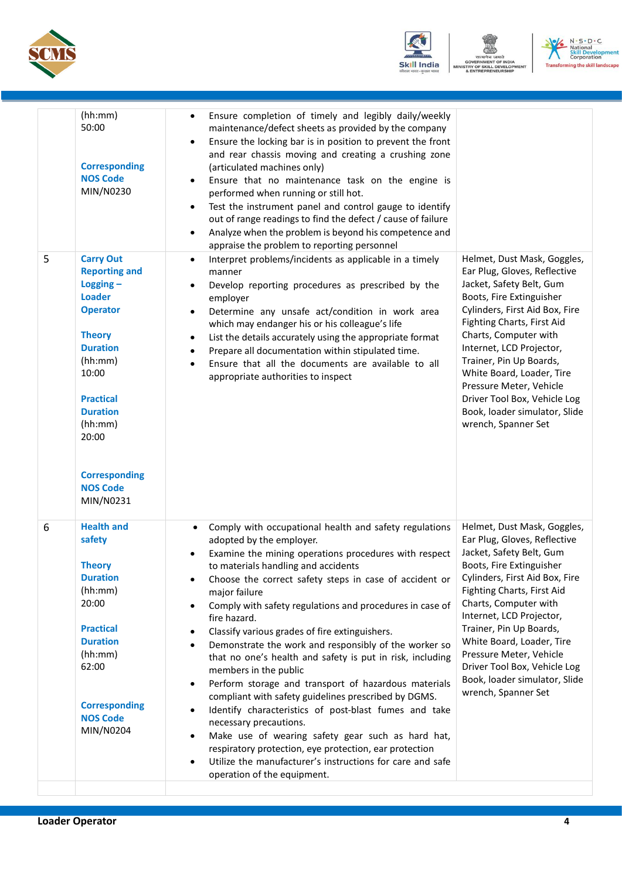| | | | |
|---|---|---|---|
| | (hh:mm)<br>50:00<br><br>**Corresponding NOS Code**<br>MIN/N0230 | • Ensure completion of timely and legibly daily/weekly maintenance/defect sheets as provided by the company<br>• Ensure the locking bar is in position to prevent the front and rear chassis moving and creating a crushing zone (articulated machines only)<br>• Ensure that no maintenance task on the engine is performed when running or still hot.<br>• Test the instrument panel and control gauge to identify out of range readings to find the defect / cause of failure<br>• Analyze when the problem is beyond his competence and appraise the problem to reporting personnel | |
| 5 | **Carry Out Reporting and Logging – Loader Operator**<br><br>**Theory Duration**<br>(hh:mm)<br>10:00<br><br>**Practical Duration**<br>(hh:mm)<br>20:00<br><br>**Corresponding NOS Code**<br>MIN/N0231 | • Interpret problems/incidents as applicable in a timely manner<br>• Develop reporting procedures as prescribed by the employer<br>• Determine any unsafe act/condition in work area which may endanger his or his colleague's life<br>• List the details accurately using the appropriate format<br>• Prepare all documentation within stipulated time.<br>• Ensure that all the documents are available to all appropriate authorities to inspect | Helmet, Dust Mask, Goggles, Ear Plug, Gloves, Reflective Jacket, Safety Belt, Gum Boots, Fire Extinguisher Cylinders, First Aid Box, Fire Fighting Charts, First Aid Charts, Computer with Internet, LCD Projector, Trainer, Pin Up Boards, White Board, Loader, Tire Pressure Meter, Vehicle Driver Tool Box, Vehicle Log Book, loader simulator, Slide wrench, Spanner Set |
| 6 | **Health and safety**<br><br>**Theory Duration**<br>(hh:mm)<br>20:00<br><br>**Practical Duration**<br>(hh:mm)<br>62:00<br><br>**Corresponding NOS Code**<br>MIN/N0204 | • Comply with occupational health and safety regulations adopted by the employer.<br>• Examine the mining operations procedures with respect to materials handling and accidents<br>• Choose the correct safety steps in case of accident or major failure<br>• Comply with safety regulations and procedures in case of fire hazard.<br>• Classify various grades of fire extinguishers.<br>• Demonstrate the work and responsibly of the worker so that no one's health and safety is put in risk, including members in the public<br>• Perform storage and transport of hazardous materials compliant with safety guidelines prescribed by DGMS.<br>• Identify characteristics of post-blast fumes and take necessary precautions.<br>• Make use of wearing safety gear such as hard hat, respiratory protection, eye protection, ear protection<br>• Utilize the manufacturer's instructions for care and safe operation of the equipment. | Helmet, Dust Mask, Goggles, Ear Plug, Gloves, Reflective Jacket, Safety Belt, Gum Boots, Fire Extinguisher Cylinders, First Aid Box, Fire Fighting Charts, First Aid Charts, Computer with Internet, LCD Projector, Trainer, Pin Up Boards, White Board, Loader, Tire Pressure Meter, Vehicle Driver Tool Box, Vehicle Log Book, loader simulator, Slide wrench, Spanner Set |
| | | | |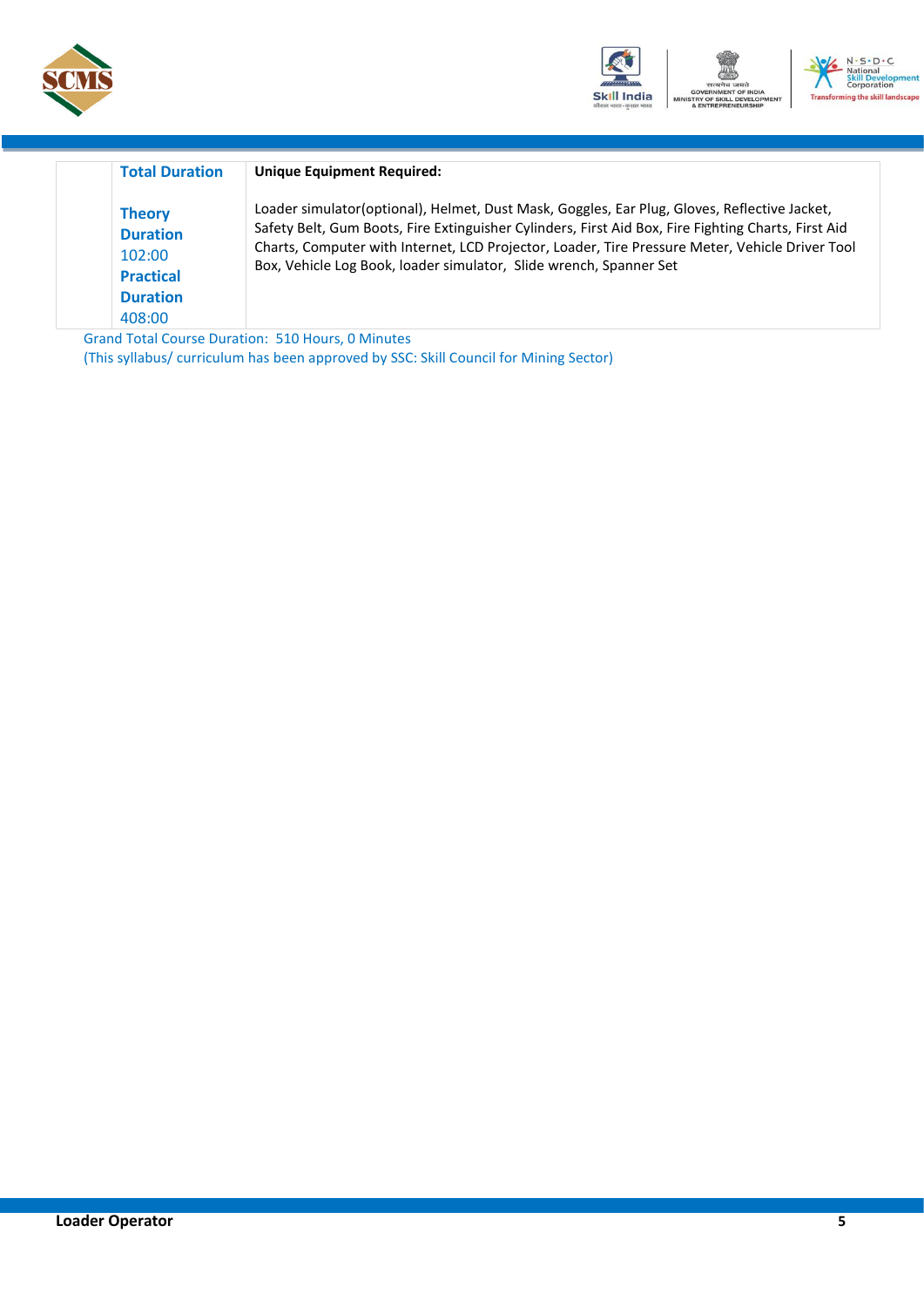| | Total Duration | Unique Equipment Required: |
|---|---|---|
| | **Theory Duration** 102:00 **Practical Duration** 408:00 | Loader simulator(optional), Helmet, Dust Mask, Goggles, Ear Plug, Gloves, Reflective Jacket, Safety Belt, Gum Boots, Fire Extinguisher Cylinders, First Aid Box, Fire Fighting Charts, First Aid Charts, Computer with Internet, LCD Projector, Loader, Tire Pressure Meter, Vehicle Driver Tool Box, Vehicle Log Book, loader simulator, Slide wrench, Spanner Set |

Grand Total Course Duration: 510 Hours, 0 Minutes

(This syllabus/ curriculum has been approved by SSC: Skill Council for Mining Sector)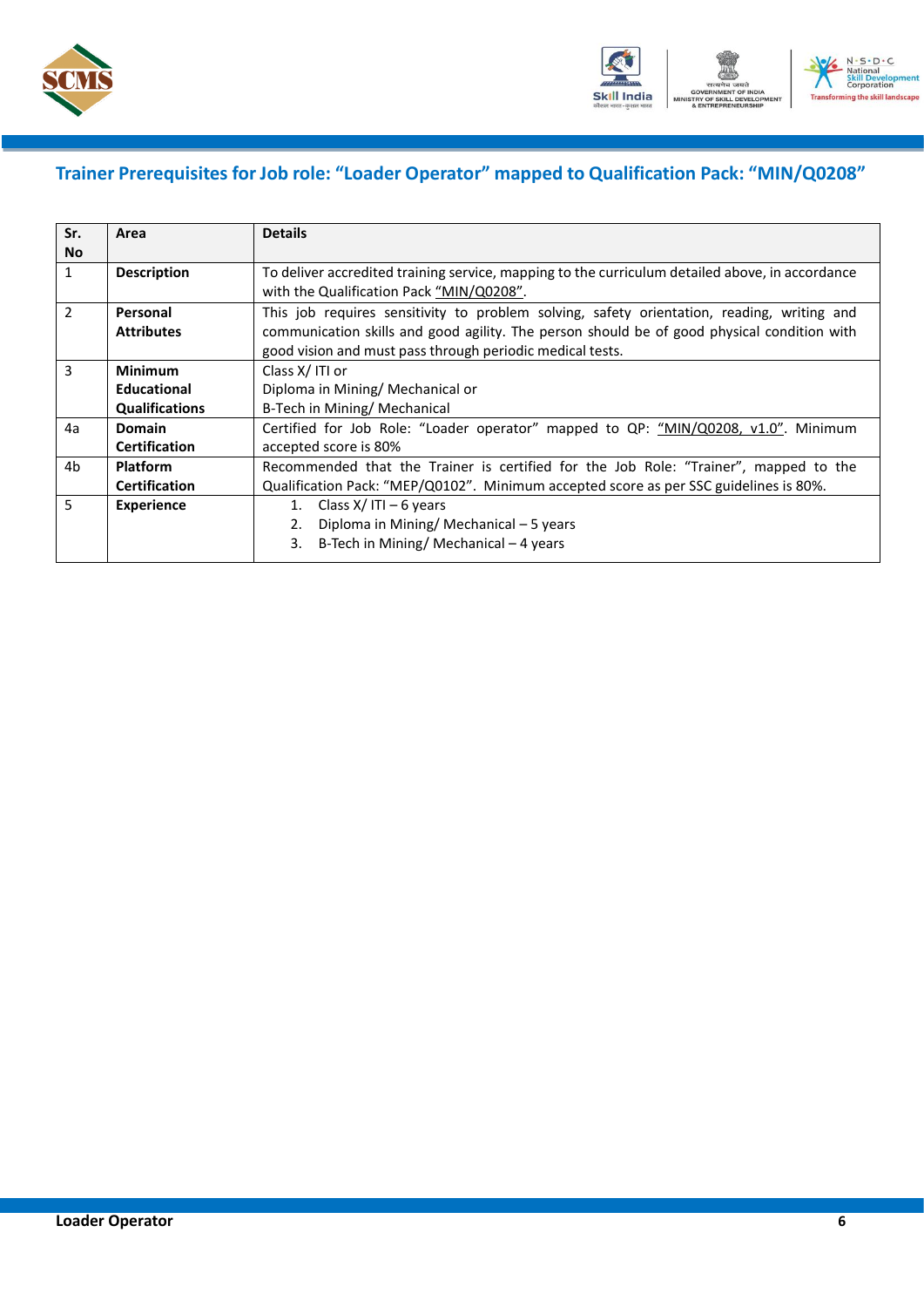## Trainer Prerequisites for Job role: "Loader Operator" mapped to Qualification Pack: "MIN/Q0208"

| Sr. No | Area | Details |
|---|---|---|
| 1 | **Description** | To deliver accredited training service, mapping to the curriculum detailed above, in accordance with the Qualification Pack "MIN/Q0208". |
| 2 | **Personal Attributes** | This job requires sensitivity to problem solving, safety orientation, reading, writing and communication skills and good agility. The person should be of good physical condition with good vision and must pass through periodic medical tests. |
| 3 | **Minimum Educational Qualifications** | Class X/ ITI or<br>Diploma in Mining/ Mechanical or<br>B-Tech in Mining/ Mechanical |
| 4a | **Domain Certification** | Certified for Job Role: "Loader operator" mapped to QP: "MIN/Q0208, v1.0". Minimum accepted score is 80% |
| 4b | **Platform Certification** | Recommended that the Trainer is certified for the Job Role: "Trainer", mapped to the Qualification Pack: "MEP/Q0102". Minimum accepted score as per SSC guidelines is 80%. |
| 5 | **Experience** | 1. Class X/ ITI – 6 years<br>2. Diploma in Mining/ Mechanical – 5 years<br>3. B-Tech in Mining/ Mechanical – 4 years |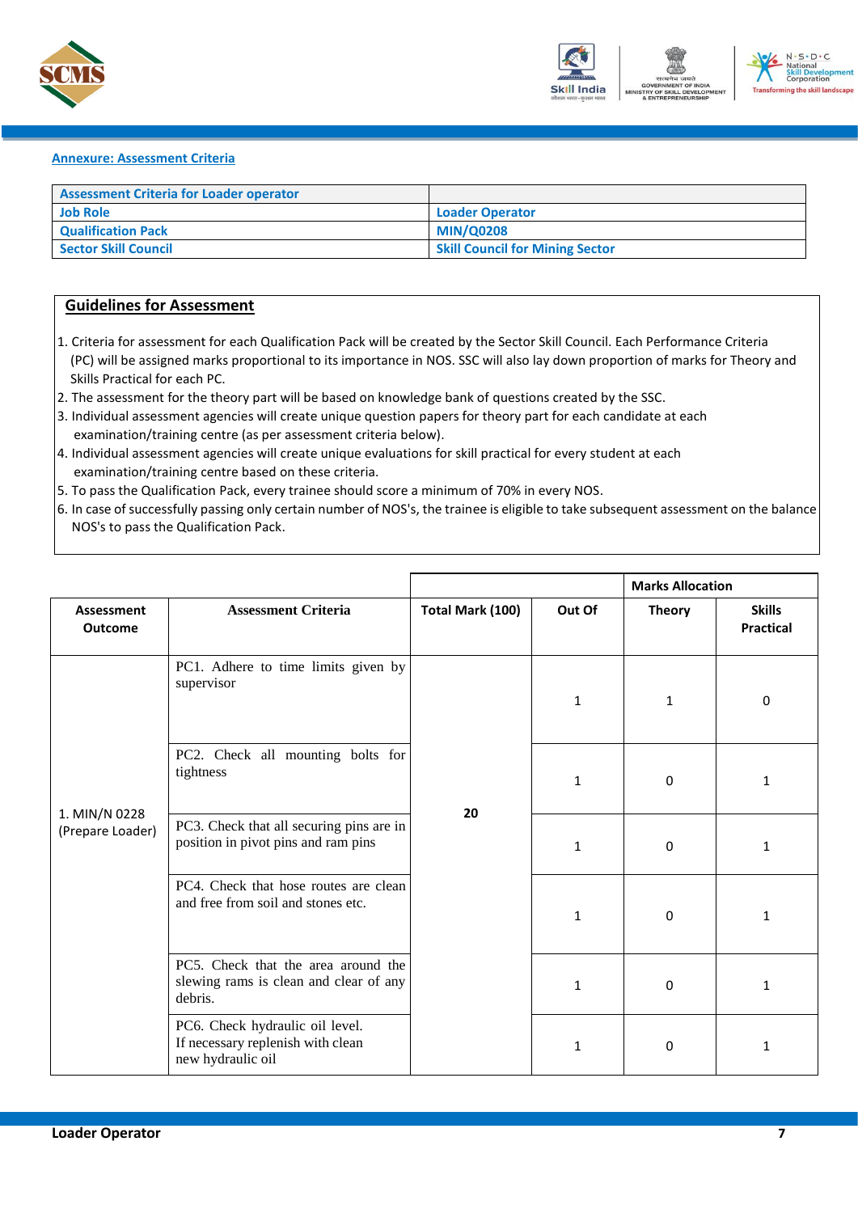**Annexure: Assessment Criteria**

| Assessment Criteria for Loader operator | |
|---|---|
| Job Role | Loader Operator |
| Qualification Pack | MIN/Q0208 |
| Sector Skill Council | Skill Council for Mining Sector |

## Guidelines for Assessment

1. Criteria for assessment for each Qualification Pack will be created by the Sector Skill Council. Each Performance Criteria (PC) will be assigned marks proportional to its importance in NOS. SSC will also lay down proportion of marks for Theory and Skills Practical for each PC.
2. The assessment for the theory part will be based on knowledge bank of questions created by the SSC.
3. Individual assessment agencies will create unique question papers for theory part for each candidate at each examination/training centre (as per assessment criteria below).
4. Individual assessment agencies will create unique evaluations for skill practical for every student at each examination/training centre based on these criteria.
5. To pass the Qualification Pack, every trainee should score a minimum of 70% in every NOS.
6. In case of successfully passing only certain number of NOS's, the trainee is eligible to take subsequent assessment on the balance NOS's to pass the Qualification Pack.

| | | | | Marks Allocation | |
|---|---|---|---|---|---|
| **Assessment Outcome** | **Assessment Criteria** | **Total Mark (100)** | **Out Of** | **Theory** | **Skills Practical** |
| 1. MIN/N 0228 (Prepare Loader) | PC1. Adhere to time limits given by supervisor | 20 | 1 | 1 | 0 |
| | PC2. Check all mounting bolts for tightness | | 1 | 0 | 1 |
| | PC3. Check that all securing pins are in position in pivot pins and ram pins | | 1 | 0 | 1 |
| | PC4. Check that hose routes are clean and free from soil and stones etc. | | 1 | 0 | 1 |
| | PC5. Check that the area around the slewing rams is clean and clear of any debris. | | 1 | 0 | 1 |
| | PC6. Check hydraulic oil level. If necessary replenish with clean new hydraulic oil | | 1 | 0 | 1 |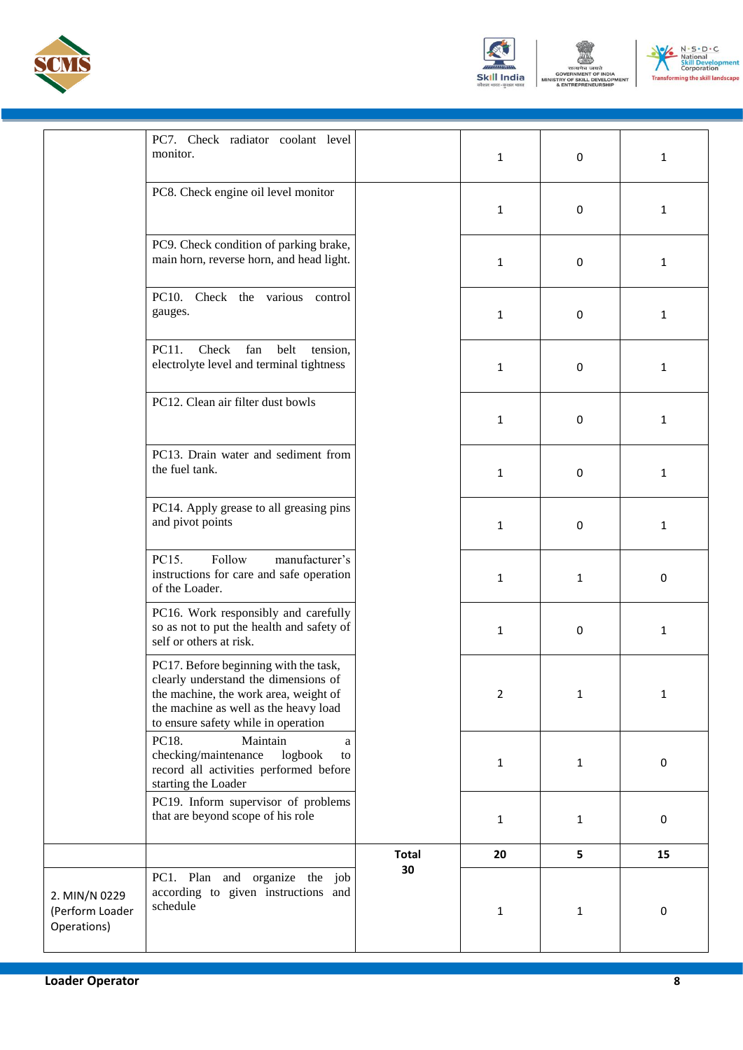| | | | | | |
|---|---|---|---|---|---|
| | PC7. Check radiator coolant level monitor. | | 1 | 0 | 1 |
| | PC8. Check engine oil level monitor | | 1 | 0 | 1 |
| | PC9. Check condition of parking brake, main horn, reverse horn, and head light. | | 1 | 0 | 1 |
| | PC10. Check the various control gauges. | | 1 | 0 | 1 |
| | PC11. Check fan belt tension, electrolyte level and terminal tightness | | 1 | 0 | 1 |
| | PC12. Clean air filter dust bowls | | 1 | 0 | 1 |
| | PC13. Drain water and sediment from the fuel tank. | | 1 | 0 | 1 |
| | PC14. Apply grease to all greasing pins and pivot points | | 1 | 0 | 1 |
| | PC15. Follow manufacturer's instructions for care and safe operation of the Loader. | | 1 | 1 | 0 |
| | PC16. Work responsibly and carefully so as not to put the health and safety of self or others at risk. | | 1 | 0 | 1 |
| | PC17. Before beginning with the task, clearly understand the dimensions of the machine, the work area, weight of the machine as well as the heavy load to ensure safety while in operation | | 2 | 1 | 1 |
| | PC18. Maintain a checking/maintenance logbook to record all activities performed before starting the Loader | | 1 | 1 | 0 |
| | PC19. Inform supervisor of problems that are beyond scope of his role | | 1 | 1 | 0 |
| | | **Total 30** | **20** | **5** | **15** |
| 2. MIN/N 0229 (Perform Loader Operations) | PC1. Plan and organize the job according to given instructions and schedule | | 1 | 1 | 0 |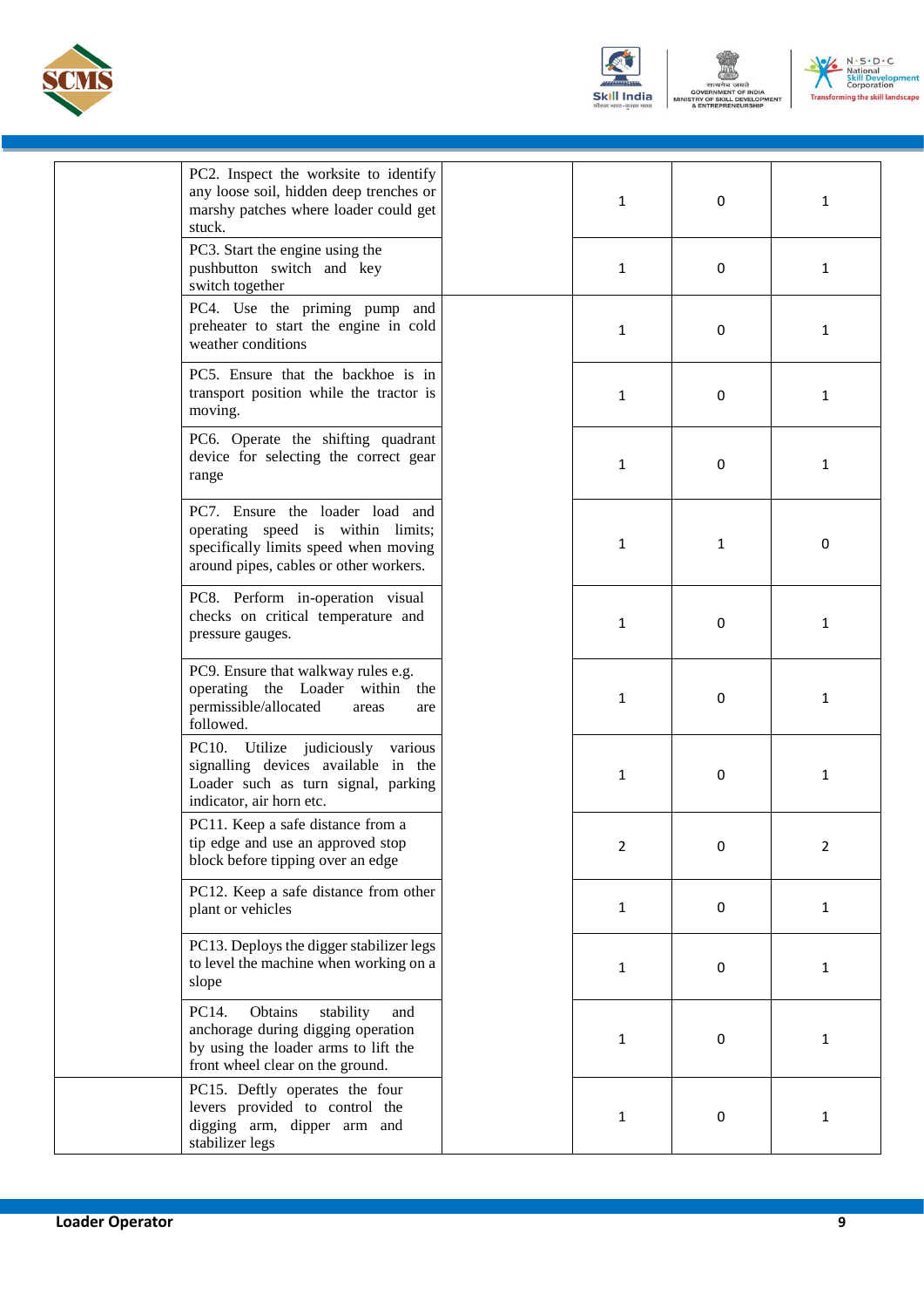| | | | | | |
|---|---|---|---|---|---|
| | PC2. Inspect the worksite to identify any loose soil, hidden deep trenches or marshy patches where loader could get stuck. | | 1 | 0 | 1 |
| | PC3. Start the engine using the pushbutton switch and key switch together | | 1 | 0 | 1 |
| | PC4. Use the priming pump and preheater to start the engine in cold weather conditions | | 1 | 0 | 1 |
| | PC5. Ensure that the backhoe is in transport position while the tractor is moving. | | 1 | 0 | 1 |
| | PC6. Operate the shifting quadrant device for selecting the correct gear range | | 1 | 0 | 1 |
| | PC7. Ensure the loader load and operating speed is within limits; specifically limits speed when moving around pipes, cables or other workers. | | 1 | 1 | 0 |
| | PC8. Perform in-operation visual checks on critical temperature and pressure gauges. | | 1 | 0 | 1 |
| | PC9. Ensure that walkway rules e.g. operating the Loader within the permissible/allocated areas are followed. | | 1 | 0 | 1 |
| | PC10. Utilize judiciously various signalling devices available in the Loader such as turn signal, parking indicator, air horn etc. | | 1 | 0 | 1 |
| | PC11. Keep a safe distance from a tip edge and use an approved stop block before tipping over an edge | | 2 | 0 | 2 |
| | PC12. Keep a safe distance from other plant or vehicles | | 1 | 0 | 1 |
| | PC13. Deploys the digger stabilizer legs to level the machine when working on a slope | | 1 | 0 | 1 |
| | PC14. Obtains stability and anchorage during digging operation by using the loader arms to lift the front wheel clear on the ground. | | 1 | 0 | 1 |
| | PC15. Deftly operates the four levers provided to control the digging arm, dipper arm and stabilizer legs | | 1 | 0 | 1 |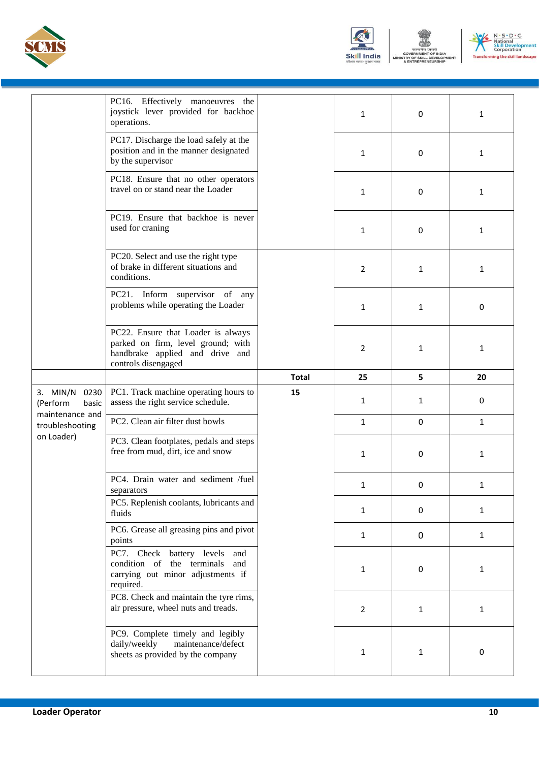| | | | | | |
|---|---|---|---|---|---|
| | PC16. Effectively manoeuvres the joystick lever provided for backhoe operations. | | 1 | 0 | 1 |
| | PC17. Discharge the load safely at the position and in the manner designated by the supervisor | | 1 | 0 | 1 |
| | PC18. Ensure that no other operators travel on or stand near the Loader | | 1 | 0 | 1 |
| | PC19. Ensure that backhoe is never used for craning | | 1 | 0 | 1 |
| | PC20. Select and use the right type of brake in different situations and conditions. | | 2 | 1 | 1 |
| | PC21. Inform supervisor of any problems while operating the Loader | | 1 | 1 | 0 |
| | PC22. Ensure that Loader is always parked on firm, level ground; with handbrake applied and drive and controls disengaged | | 2 | 1 | 1 |
| | | **Total** | **25** | **5** | **20** |
| 3. MIN/N 0230 (Perform basic maintenance and troubleshooting on Loader) | PC1. Track machine operating hours to assess the right service schedule. | **15** | 1 | 1 | 0 |
| | PC2. Clean air filter dust bowls | | 1 | 0 | 1 |
| | PC3. Clean footplates, pedals and steps free from mud, dirt, ice and snow | | 1 | 0 | 1 |
| | PC4. Drain water and sediment /fuel separators | | 1 | 0 | 1 |
| | PC5. Replenish coolants, lubricants and fluids | | 1 | 0 | 1 |
| | PC6. Grease all greasing pins and pivot points | | 1 | 0 | 1 |
| | PC7. Check battery levels and condition of the terminals and carrying out minor adjustments if required. | | 1 | 0 | 1 |
| | PC8. Check and maintain the tyre rims, air pressure, wheel nuts and treads. | | 2 | 1 | 1 |
| | PC9. Complete timely and legibly daily/weekly maintenance/defect sheets as provided by the company | | 1 | 1 | 0 |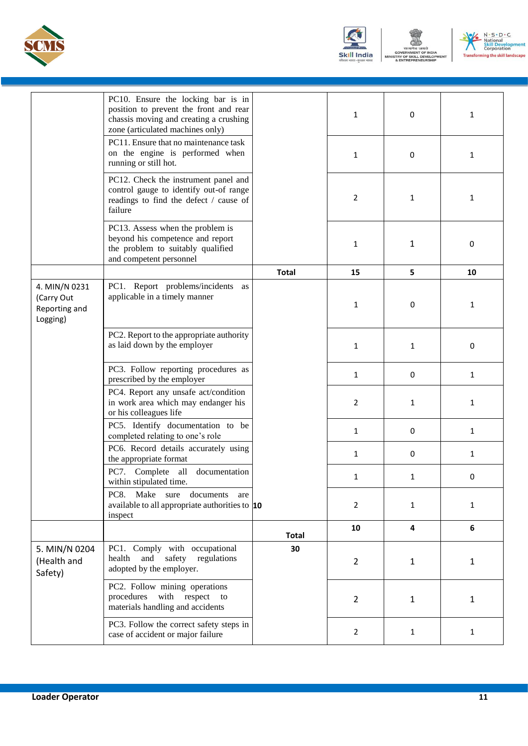| | | | | | |
|---|---|---|---|---|---|
| | PC10. Ensure the locking bar is in position to prevent the front and rear chassis moving and creating a crushing zone (articulated machines only) | | 1 | 0 | 1 |
| | PC11. Ensure that no maintenance task on the engine is performed when running or still hot. | | 1 | 0 | 1 |
| | PC12. Check the instrument panel and control gauge to identify out-of range readings to find the defect / cause of failure | | 2 | 1 | 1 |
| | PC13. Assess when the problem is beyond his competence and report the problem to suitably qualified and competent personnel | | 1 | 1 | 0 |
| | | **Total** | **15** | **5** | **10** |
| 4. MIN/N 0231 (Carry Out Reporting and Logging) | PC1. Report problems/incidents as applicable in a timely manner | | 1 | 0 | 1 |
| | PC2. Report to the appropriate authority as laid down by the employer | | 1 | 1 | 0 |
| | PC3. Follow reporting procedures as prescribed by the employer | | 1 | 0 | 1 |
| | PC4. Report any unsafe act/condition in work area which may endanger his or his colleagues life | | 2 | 1 | 1 |
| | PC5. Identify documentation to be completed relating to one's role | | 1 | 0 | 1 |
| | PC6. Record details accurately using the appropriate format | | 1 | 0 | 1 |
| | PC7. Complete all documentation within stipulated time. | | 1 | 1 | 0 |
| | PC8. Make sure documents are available to all appropriate authorities to inspect | **10** | 2 | 1 | 1 |
| | | **Total** | **10** | **4** | **6** |
| 5. MIN/N 0204 (Health and Safety) | PC1. Comply with occupational health and safety regulations adopted by the employer. | **30** | 2 | 1 | 1 |
| | PC2. Follow mining operations procedures with respect to materials handling and accidents | | 2 | 1 | 1 |
| | PC3. Follow the correct safety steps in case of accident or major failure | | 2 | 1 | 1 |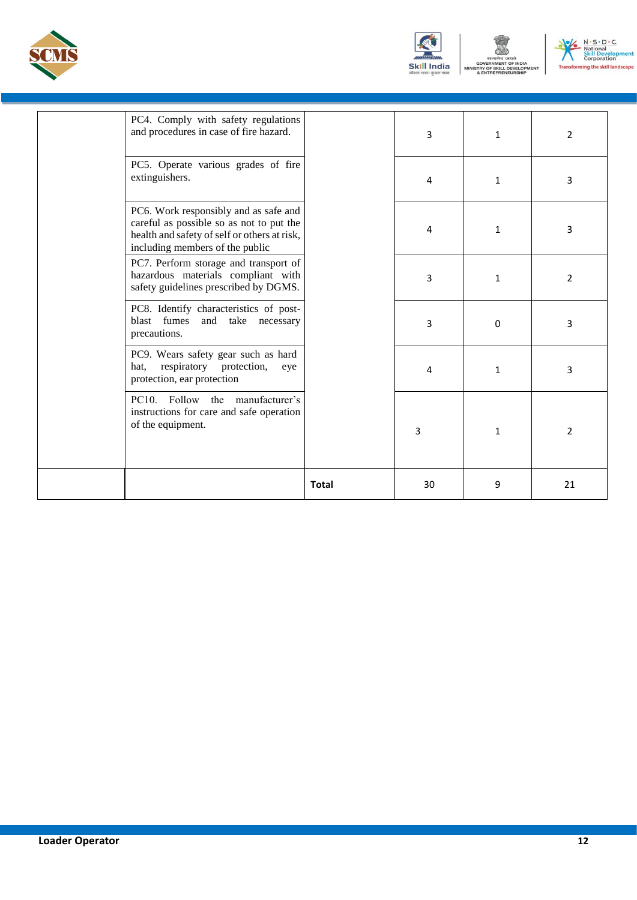| | | | | | |
|---|---|---|---|---|---|
| | PC4. Comply with safety regulations and procedures in case of fire hazard. | | 3 | 1 | 2 |
| | PC5. Operate various grades of fire extinguishers. | | 4 | 1 | 3 |
| | PC6. Work responsibly and as safe and careful as possible so as not to put the health and safety of self or others at risk, including members of the public | | 4 | 1 | 3 |
| | PC7. Perform storage and transport of hazardous materials compliant with safety guidelines prescribed by DGMS. | | 3 | 1 | 2 |
| | PC8. Identify characteristics of post-blast fumes and take necessary precautions. | | 3 | 0 | 3 |
| | PC9. Wears safety gear such as hard hat, respiratory protection, eye protection, ear protection | | 4 | 1 | 3 |
| | PC10. Follow the manufacturer's instructions for care and safe operation of the equipment. | | 3 | 1 | 2 |
| | | **Total** | 30 | 9 | 21 |